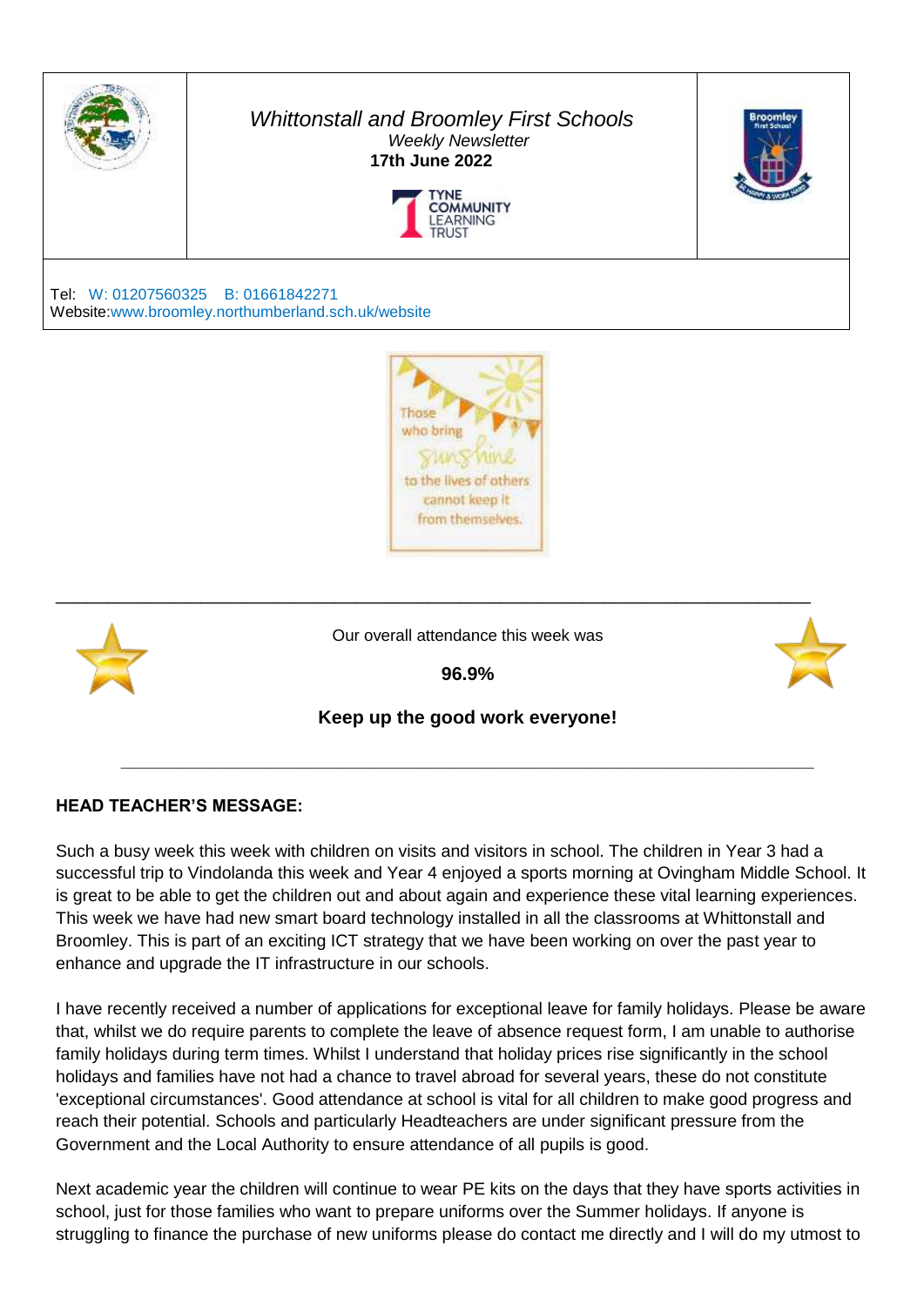*Whittonstall and Broomley First Schools*

*Weekly Newsletter*

**17th June 2022**

TYNE COMMUNITY LEARNING TRUST

Tel: W: 01207560325 B: 01661842271
Website:www.broomley.northumberland.sch.uk/website

Those who bring sunshine to the lives of others cannot keep it from themselves.

---

Our overall attendance this week was

**96.9%**

**Keep up the good work everyone!**

---

**HEAD TEACHER'S MESSAGE:**

Such a busy week this week with children on visits and visitors in school. The children in Year 3 had a successful trip to Vindolanda this week and Year 4 enjoyed a sports morning at Ovingham Middle School. It is great to be able to get the children out and about again and experience these vital learning experiences. This week we have had new smart board technology installed in all the classrooms at Whittonstall and Broomley. This is part of an exciting ICT strategy that we have been working on over the past year to enhance and upgrade the IT infrastructure in our schools.

I have recently received a number of applications for exceptional leave for family holidays. Please be aware that, whilst we do require parents to complete the leave of absence request form, I am unable to authorise family holidays during term times. Whilst I understand that holiday prices rise significantly in the school holidays and families have not had a chance to travel abroad for several years, these do not constitute 'exceptional circumstances'. Good attendance at school is vital for all children to make good progress and reach their potential. Schools and particularly Headteachers are under significant pressure from the Government and the Local Authority to ensure attendance of all pupils is good.

Next academic year the children will continue to wear PE kits on the days that they have sports activities in school, just for those families who want to prepare uniforms over the Summer holidays. If anyone is struggling to finance the purchase of new uniforms please do contact me directly and I will do my utmost to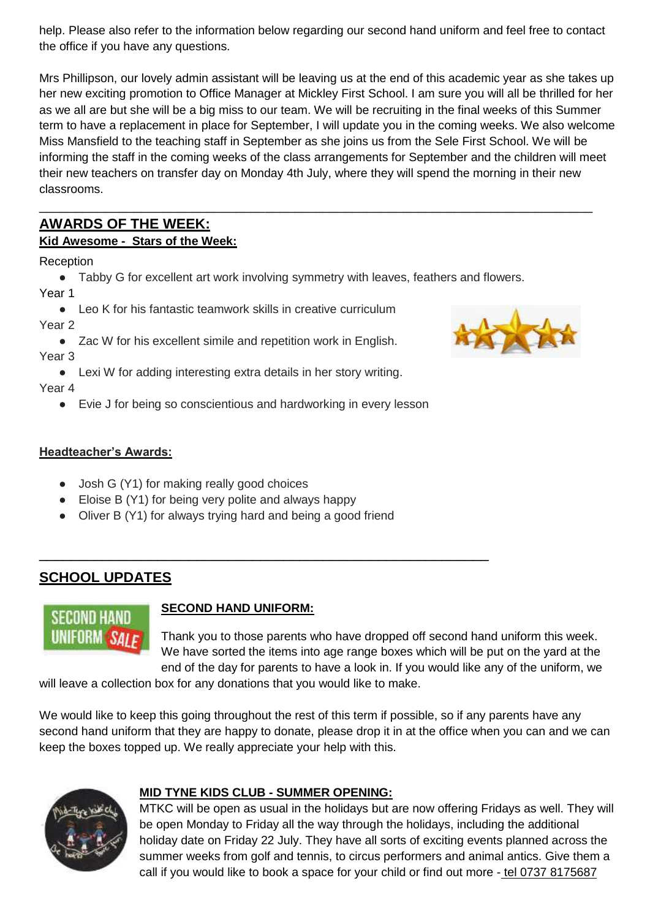help. Please also refer to the information below regarding our second hand uniform and feel free to contact the office if you have any questions.

Mrs Phillipson, our lovely admin assistant will be leaving us at the end of this academic year as she takes up her new exciting promotion to Office Manager at Mickley First School. I am sure you will all be thrilled for her as we all are but she will be a big miss to our team. We will be recruiting in the final weeks of this Summer term to have a replacement in place for September, I will update you in the coming weeks. We also welcome Miss Mansfield to the teaching staff in September as she joins us from the Sele First School. We will be informing the staff in the coming weeks of the class arrangements for September and the children will meet their new teachers on transfer day on Monday 4th July, where they will spend the morning in their new classrooms.

---

## AWARDS OF THE WEEK:

### Kid Awesome - Stars of the Week:

Reception

- Tabby G for excellent art work involving symmetry with leaves, feathers and flowers.

Year 1

- Leo K for his fantastic teamwork skills in creative curriculum

Year 2

- Zac W for his excellent simile and repetition work in English.

Year 3

- Lexi W for adding interesting extra details in her story writing.

Year 4

- Evie J for being so conscientious and hardworking in every lesson

### Headteacher's Awards:

- Josh G (Y1) for making really good choices
- Eloise B (Y1) for being very polite and always happy
- Oliver B (Y1) for always trying hard and being a good friend

---

## SCHOOL UPDATES

### SECOND HAND UNIFORM:

Thank you to those parents who have dropped off second hand uniform this week. We have sorted the items into age range boxes which will be put on the yard at the end of the day for parents to have a look in. If you would like any of the uniform, we will leave a collection box for any donations that you would like to make.

We would like to keep this going throughout the rest of this term if possible, so if any parents have any second hand uniform that they are happy to donate, please drop it in at the office when you can and we can keep the boxes topped up. We really appreciate your help with this.

### MID TYNE KIDS CLUB - SUMMER OPENING:

MTKC will be open as usual in the holidays but are now offering Fridays as well. They will be open Monday to Friday all the way through the holidays, including the additional holiday date on Friday 22 July. They have all sorts of exciting events planned across the summer weeks from golf and tennis, to circus performers and animal antics. Give them a call if you would like to book a space for your child or find out more - tel 0737 8175687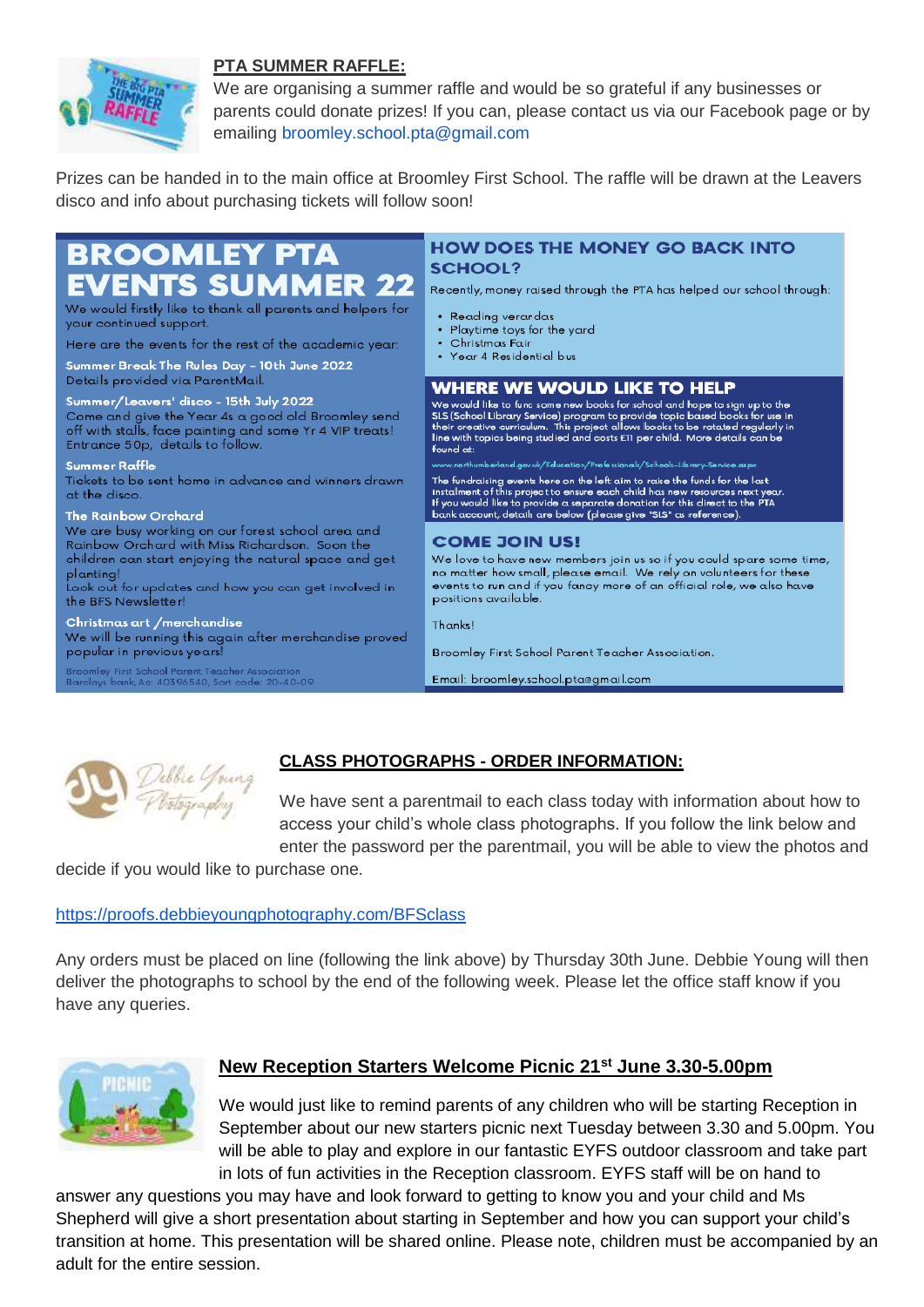## PTA SUMMER RAFFLE:

We are organising a summer raffle and would be so grateful if any businesses or parents could donate prizes! If you can, please contact us via our Facebook page or by emailing broomley.school.pta@gmail.com

Prizes can be handed in to the main office at Broomley First School. The raffle will be drawn at the Leavers disco and info about purchasing tickets will follow soon!

## BROOMLEY PTA EVENTS SUMMER 22

We would firstly like to thank all parents and helpers for your continued support.

Here are the events for the rest of the academic year:

**Summer Break The Rules Day - 10th June 2022**
Details provided via ParentMail.

**Summer/Leavers' disco - 15th July 2022**
Come and give the Year 4s a good old Broomley send off with stalls, face painting and some Yr 4 VIP treats! Entrance 50p, details to follow.

**Summer Raffle**
Tickets to be sent home in advance and winners drawn at the disco.

**The Rainbow Orchard**
We are busy working on our forest school area and Rainbow Orchard with Miss Richardson. Soon the children can start enjoying the natural space and get planting!
Look out for updates and how you can get involved in the BFS Newsletter!

**Christmas art /merchandise**
We will be running this again after merchandise proved popular in previous years!

Broomley First School Parent Teacher Association
Barclays bank, Ac: 40396540, Sort code: 20-40-09

### HOW DOES THE MONEY GO BACK INTO SCHOOL?

Recently, money raised through the PTA has helped our school through:

- Reading verardas
- Playtime toys for the yard
- Christmas Fair
- Year 4 Residential bus

### WHERE WE WOULD LIKE TO HELP

We would like to fund some new books for school and hope to sign up to the SLS (School Library Service) program to provide topic based books for use in their creative curriculum. This project allows books to be rotated regularly in line with topics being studied and costs £11 per child. More details can be found at:

www.northumberland.gov.uk/Education/Professionals/Schools-Library-Service.aspx

The fundraising events here on the left aim to raise the funds for the last instalment of this project to ensure each child has new resources next year. If you would like to provide a separate donation for this direct to the PTA bank account, details are below (please give "SLS" as reference).

### COME JOIN US!

We love to have new members join us so if you could spare some time, no matter how small, please email. We rely on volunteers for these events to run and if you fancy more of an official role, we also have positions available.

Thanks!

Broomley First School Parent Teacher Association.

Email: broomley.school.pta@gmail.com

## CLASS PHOTOGRAPHS - ORDER INFORMATION:

We have sent a parentmail to each class today with information about how to access your child's whole class photographs. If you follow the link below and enter the password per the parentmail, you will be able to view the photos and decide if you would like to purchase one.

https://proofs.debbieyoungphotography.com/BFSclass

Any orders must be placed on line (following the link above) by Thursday 30th June. Debbie Young will then deliver the photographs to school by the end of the following week. Please let the office staff know if you have any queries.

## New Reception Starters Welcome Picnic 21st June 3.30-5.00pm

We would just like to remind parents of any children who will be starting Reception in September about our new starters picnic next Tuesday between 3.30 and 5.00pm. You will be able to play and explore in our fantastic EYFS outdoor classroom and take part in lots of fun activities in the Reception classroom. EYFS staff will be on hand to answer any questions you may have and look forward to getting to know you and your child and Ms Shepherd will give a short presentation about starting in September and how you can support your child's transition at home. This presentation will be shared online. Please note, children must be accompanied by an adult for the entire session.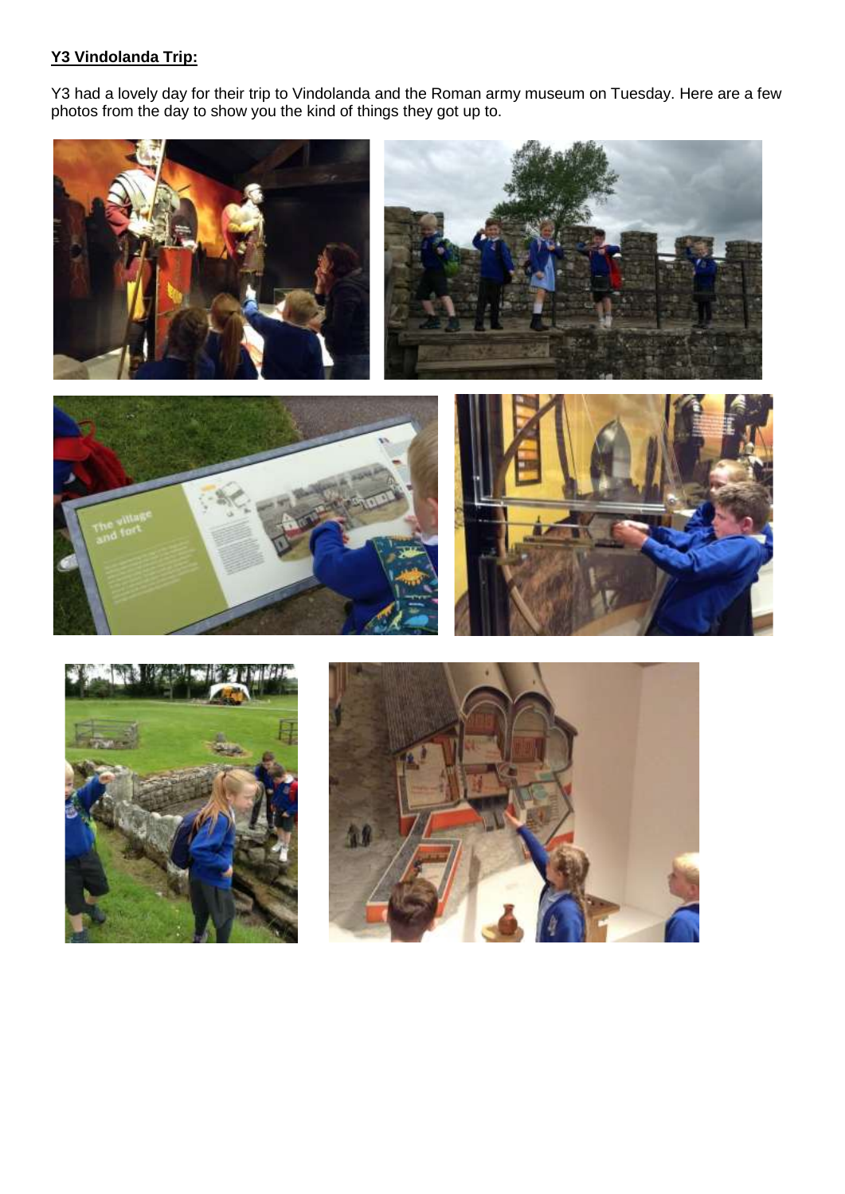**Y3 Vindolanda Trip:**

Y3 had a lovely day for their trip to Vindolanda and the Roman army museum on Tuesday. Here are a few photos from the day to show you the kind of things they got up to.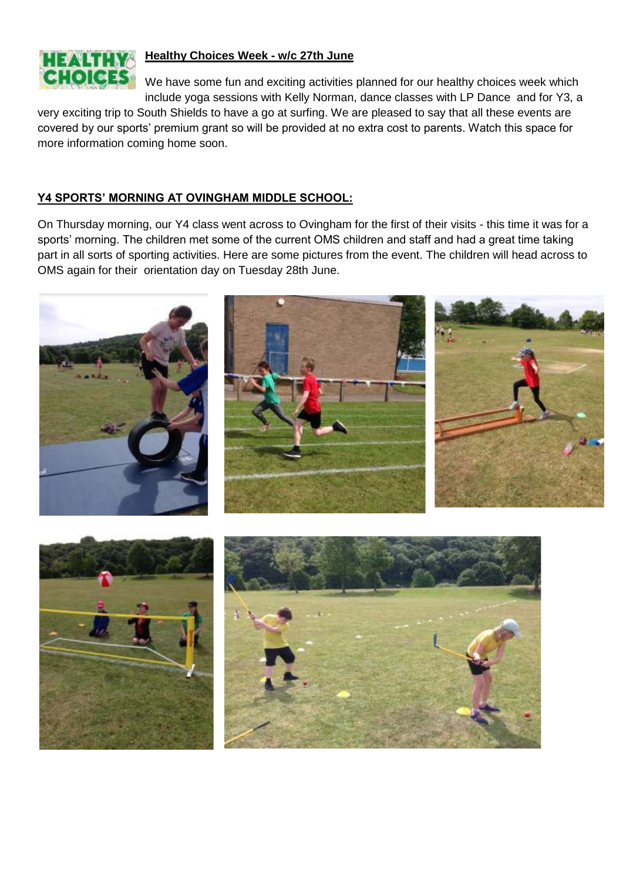**Healthy Choices Week - w/c 27th June**

We have some fun and exciting activities planned for our healthy choices week which include yoga sessions with Kelly Norman, dance classes with LP Dance and for Y3, a very exciting trip to South Shields to have a go at surfing. We are pleased to say that all these events are covered by our sports' premium grant so will be provided at no extra cost to parents. Watch this space for more information coming home soon.

**Y4 SPORTS' MORNING AT OVINGHAM MIDDLE SCHOOL:**

On Thursday morning, our Y4 class went across to Ovingham for the first of their visits - this time it was for a sports' morning. The children met some of the current OMS children and staff and had a great time taking part in all sorts of sporting activities. Here are some pictures from the event. The children will head across to OMS again for their orientation day on Tuesday 28th June.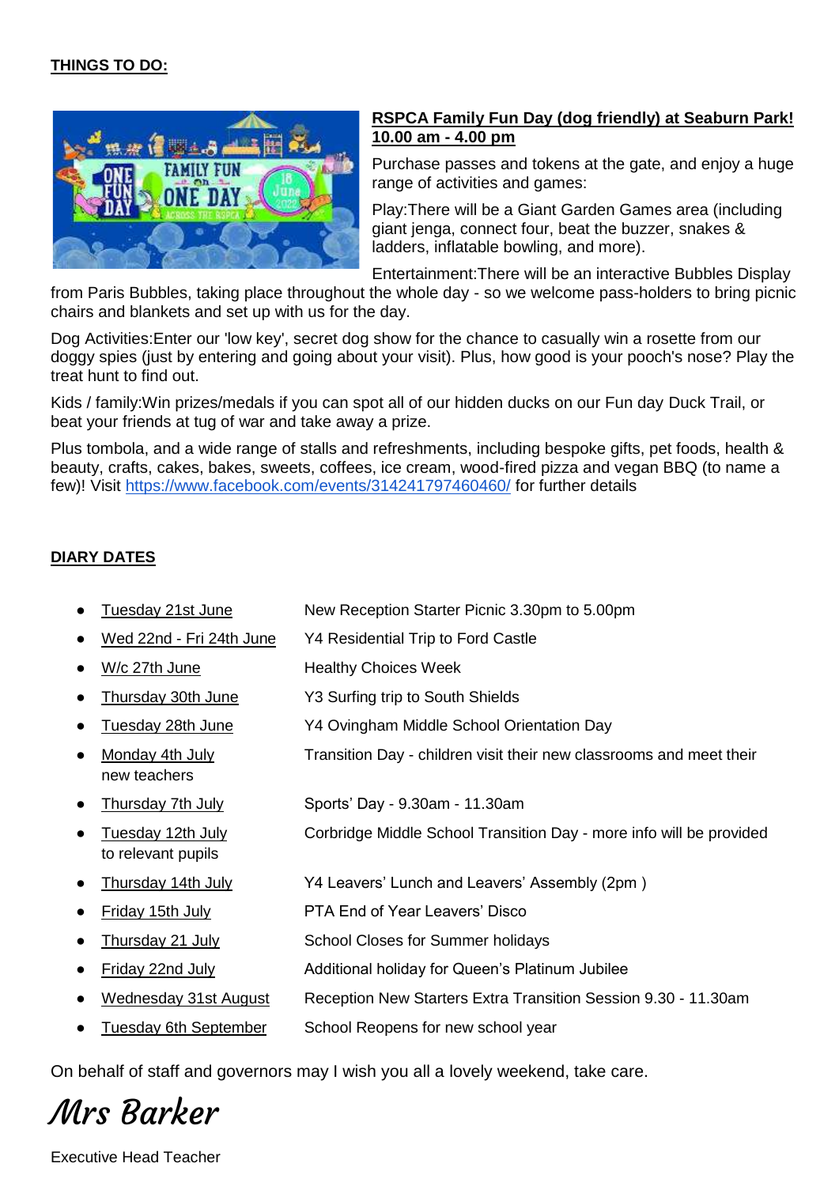**THINGS TO DO:**

**RSPCA Family Fun Day (dog friendly) at Seaburn Park! 10.00 am - 4.00 pm**

Purchase passes and tokens at the gate, and enjoy a huge range of activities and games:

Play:There will be a Giant Garden Games area (including giant jenga, connect four, beat the buzzer, snakes & ladders, inflatable bowling, and more).

Entertainment:There will be an interactive Bubbles Display from Paris Bubbles, taking place throughout the whole day - so we welcome pass-holders to bring picnic chairs and blankets and set up with us for the day.

Dog Activities:Enter our 'low key', secret dog show for the chance to casually win a rosette from our doggy spies (just by entering and going about your visit). Plus, how good is your pooch's nose? Play the treat hunt to find out.

Kids / family:Win prizes/medals if you can spot all of our hidden ducks on our Fun day Duck Trail, or beat your friends at tug of war and take away a prize.

Plus tombola, and a wide range of stalls and refreshments, including bespoke gifts, pet foods, health & beauty, crafts, cakes, bakes, sweets, coffees, ice cream, wood-fired pizza and vegan BBQ (to name a few)! Visit https://www.facebook.com/events/314241797460460/ for further details

**DIARY DATES**

- Tuesday 21st June — New Reception Starter Picnic 3.30pm to 5.00pm
- Wed 22nd - Fri 24th June — Y4 Residential Trip to Ford Castle
- W/c 27th June — Healthy Choices Week
- Thursday 30th June — Y3 Surfing trip to South Shields
- Tuesday 28th June — Y4 Ovingham Middle School Orientation Day
- Monday 4th July — Transition Day - children visit their new classrooms and meet their new teachers
- Thursday 7th July — Sports' Day - 9.30am - 11.30am
- Tuesday 12th July — Corbridge Middle School Transition Day - more info will be provided to relevant pupils
- Thursday 14th July — Y4 Leavers' Lunch and Leavers' Assembly (2pm )
- Friday 15th July — PTA End of Year Leavers' Disco
- Thursday 21 July — School Closes for Summer holidays
- Friday 22nd July — Additional holiday for Queen's Platinum Jubilee
- Wednesday 31st August — Reception New Starters Extra Transition Session 9.30 - 11.30am
- Tuesday 6th September — School Reopens for new school year

On behalf of staff and governors may I wish you all a lovely weekend, take care.

*Mrs Barker*

Executive Head Teacher